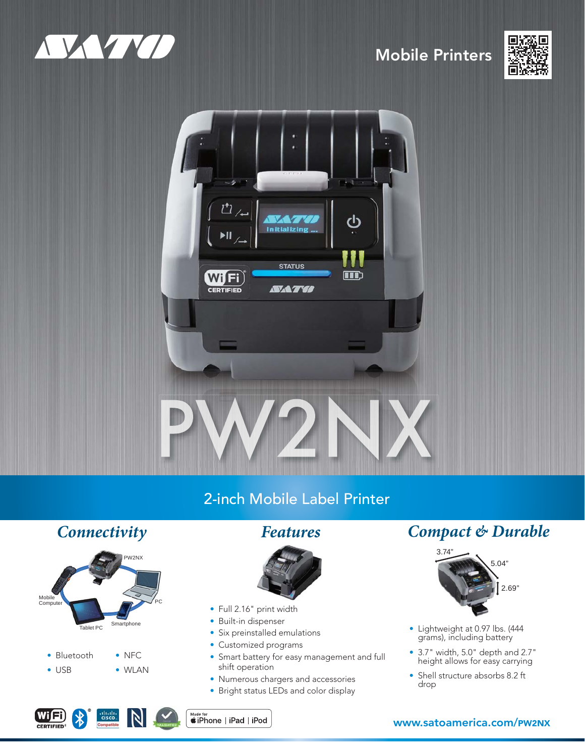# Mobile Printers

# PW2NX

## 2-inch Mobile Label Printer

## *Connectivity*

PW2NX

Mobile Computer

PC

Tablet PC

Smartphone

- Bluetooth
- USB
- NFC
- WLAN

## *Features*

- Full 2.16" print width
- Built-in dispenser
- Six preinstalled emulations
- Customized programs
- Smart battery for easy management and full shift operation
- Numerous chargers and accessories
- Bright status LEDs and color display

## *Compact & Durable*

3.74"

5.04"

2.69"

- Lightweight at 0.97 lbs. (444 grams), including battery
- 3.7" width, 5.0" depth and 2.7" height allows for easy carrying
- Shell structure absorbs 8.2 ft drop

Made for iPhone | iPad | iPod

www.satoamerica.com/PW2NX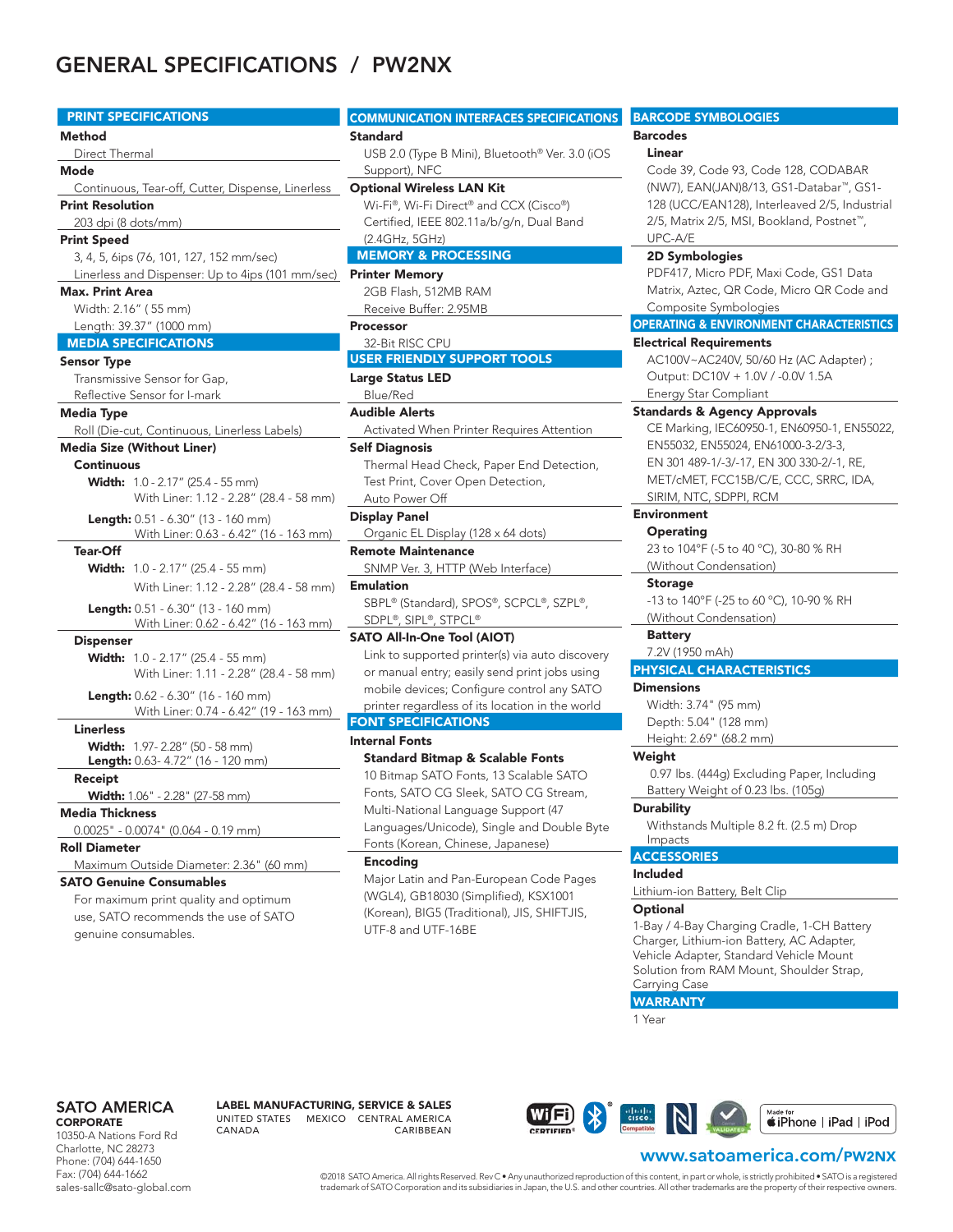# GENERAL SPECIFICATIONS / PW2NX

## PRINT SPECIFICATIONS

**Method**

Direct Thermal

**Mode**

Continuous, Tear-off, Cutter, Dispense, Linerless

**Print Resolution**

203 dpi (8 dots/mm)

**Print Speed**

3, 4, 5, 6ips (76, 101, 127, 152 mm/sec)

Linerless and Dispenser: Up to 4ips (101 mm/sec)

**Max. Print Area**

Width: 2.16" ( 55 mm)

Length: 39.37" (1000 mm)

## MEDIA SPECIFICATIONS

**Sensor Type**

Transmissive Sensor for Gap,
Reflective Sensor for I-mark

**Media Type**

Roll (Die-cut, Continuous, Linerless Labels)

**Media Size (Without Liner)**

**Continuous**

**Width:** 1.0 - 2.17" (25.4 - 55 mm)
With Liner: 1.12 - 2.28" (28.4 - 58 mm)

**Length:** 0.51 - 6.30" (13 - 160 mm)
With Liner: 0.63 - 6.42" (16 - 163 mm)

**Tear-Off**

**Width:** 1.0 - 2.17" (25.4 - 55 mm)
With Liner: 1.12 - 2.28" (28.4 - 58 mm)

**Length:** 0.51 - 6.30" (13 - 160 mm)
With Liner: 0.62 - 6.42" (16 - 163 mm)

**Dispenser**

**Width:** 1.0 - 2.17" (25.4 - 55 mm)
With Liner: 1.11 - 2.28" (28.4 - 58 mm)

**Length:** 0.62 - 6.30" (16 - 160 mm)
With Liner: 0.74 - 6.42" (19 - 163 mm)

**Linerless**

**Width:** 1.97- 2.28" (50 - 58 mm)
**Length:** 0.63- 4.72" (16 - 120 mm)

**Receipt**

**Width:** 1.06" - 2.28" (27-58 mm)

**Media Thickness**

0.0025" - 0.0074" (0.064 - 0.19 mm)

**Roll Diameter**

Maximum Outside Diameter: 2.36" (60 mm)

**SATO Genuine Consumables**

For maximum print quality and optimum use, SATO recommends the use of SATO genuine consumables.

## COMMUNICATION INTERFACES SPECIFICATIONS

**Standard**

USB 2.0 (Type B Mini), Bluetooth® Ver. 3.0 (iOS Support), NFC

**Optional Wireless LAN Kit**

Wi-Fi®, Wi-Fi Direct® and CCX (Cisco®) Certified, IEEE 802.11a/b/g/n, Dual Band (2.4GHz, 5GHz)

## MEMORY & PROCESSING

**Printer Memory**

2GB Flash, 512MB RAM

Receive Buffer: 2.95MB

**Processor**

32-Bit RISC CPU

## USER FRIENDLY SUPPORT TOOLS

**Large Status LED**

Blue/Red

**Audible Alerts**

Activated When Printer Requires Attention

**Self Diagnosis**

Thermal Head Check, Paper End Detection, Test Print, Cover Open Detection, Auto Power Off

**Display Panel**

Organic EL Display (128 x 64 dots)

**Remote Maintenance**

SNMP Ver. 3, HTTP (Web Interface)

**Emulation**

SBPL® (Standard), SPOS®, SCPCL®, SZPL®, SDPL®, SIPL®, STPCL®

**SATO All-In-One Tool (AIOT)**

Link to supported printer(s) via auto discovery or manual entry; easily send print jobs using mobile devices; Configure control any SATO printer regardless of its location in the world

## FONT SPECIFICATIONS

**Internal Fonts**

**Standard Bitmap & Scalable Fonts**

10 Bitmap SATO Fonts, 13 Scalable SATO Fonts, SATO CG Sleek, SATO CG Stream, Multi-National Language Support (47 Languages/Unicode), Single and Double Byte Fonts (Korean, Chinese, Japanese)

**Encoding**

Major Latin and Pan-European Code Pages (WGL4), GB18030 (Simplified), KSX1001 (Korean), BIG5 (Traditional), JIS, SHIFTJIS, UTF-8 and UTF-16BE

## BARCODE SYMBOLOGIES

**Barcodes**

**Linear**

Code 39, Code 93, Code 128, CODABAR (NW7), EAN(JAN)8/13, GS1-Databar™, GS1-128 (UCC/EAN128), Interleaved 2/5, Industrial 2/5, Matrix 2/5, MSI, Bookland, Postnet™, UPC-A/E

**2D Symbologies**

PDF417, Micro PDF, Maxi Code, GS1 Data Matrix, Aztec, QR Code, Micro QR Code and Composite Symbologies

## OPERATING & ENVIRONMENT CHARACTERISTICS

**Electrical Requirements**

AC100V~AC240V, 50/60 Hz (AC Adapter) ;
Output: DC10V + 1.0V / -0.0V 1.5A

Energy Star Compliant

**Standards & Agency Approvals**

CE Marking, IEC60950-1, EN60950-1, EN55022, EN55032, EN55024, EN61000-3-2/3-3, EN 301 489-1/-3/-17, EN 300 330-2/-1, RE, MET/cMET, FCC15B/C/E, CCC, SRRC, IDA, SIRIM, NTC, SDPPI, RCM

**Environment**

**Operating**

23 to 104°F (-5 to 40 °C), 30-80 % RH (Without Condensation)

**Storage**

-13 to 140°F (-25 to 60 °C), 10-90 % RH (Without Condensation)

**Battery**

7.2V (1950 mAh)

## PHYSICAL CHARACTERISTICS

**Dimensions**

Width: 3.74" (95 mm)

Depth: 5.04" (128 mm)

Height: 2.69" (68.2 mm)

**Weight**

0.97 lbs. (444g) Excluding Paper, Including Battery Weight of 0.23 lbs. (105g)

**Durability**

Withstands Multiple 8.2 ft. (2.5 m) Drop Impacts

## ACCESSORIES

**Included**

Lithium-ion Battery, Belt Clip

**Optional**

1-Bay / 4-Bay Charging Cradle, 1-CH Battery Charger, Lithium-ion Battery, AC Adapter, Vehicle Adapter, Standard Vehicle Mount Solution from RAM Mount, Shoulder Strap, Carrying Case

## WARRANTY

1 Year

**SATO AMERICA**
**CORPORATE**
10350-A Nations Ford Rd
Charlotte, NC 28273
Phone: (704) 644-1650
Fax: (704) 644-1662
sales-sallc@sato-global.com

**LABEL MANUFACTURING, SERVICE & SALES**
UNITED STATES MEXICO CENTRAL AMERICA
CANADA CARIBBEAN

Wi-Fi CERTIFIED® · Cisco Compatible · Made for iPhone | iPad | iPod

**www.satoamerica.com/PW2NX**

©2018 SATO America. All rights Reserved. Rev C • Any unauthorized reproduction of this content, in part or whole, is strictly prohibited • SATO is a registered trademark of SATO Corporation and its subsidiaries in Japan, the U.S. and other countries. All other trademarks are the property of their respective owners.